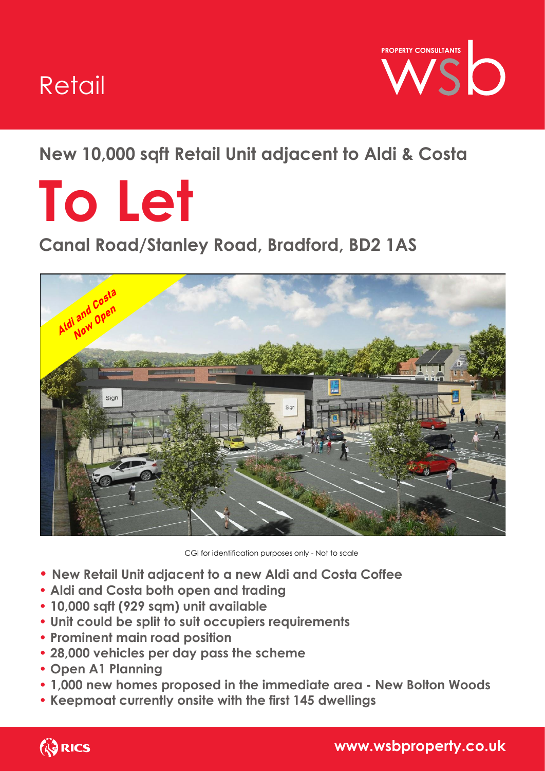Retail

PROPERTY CONSULTANTS

wsb

## New 10,000 sqft Retail Unit adjacent to Aldi & Costa

# To Let

## Canal Road/Stanley Road, Bradford, BD2 1AS

Aldi and Costa Now Open

CGI for identification purposes only - Not to scale

- **New Retail Unit adjacent to a new Aldi and Costa Coffee**
- **Aldi and Costa both open and trading**
- **10,000 sqft (929 sqm) unit available**
- **Unit could be split to suit occupiers requirements**
- **Prominent main road position**
- **28,000 vehicles per day pass the scheme**
- **Open A1 Planning**
- **1,000 new homes proposed in the immediate area - New Bolton Woods**
- **Keepmoat currently onsite with the first 145 dwellings**

RICS

**www.wsbproperty.co.uk**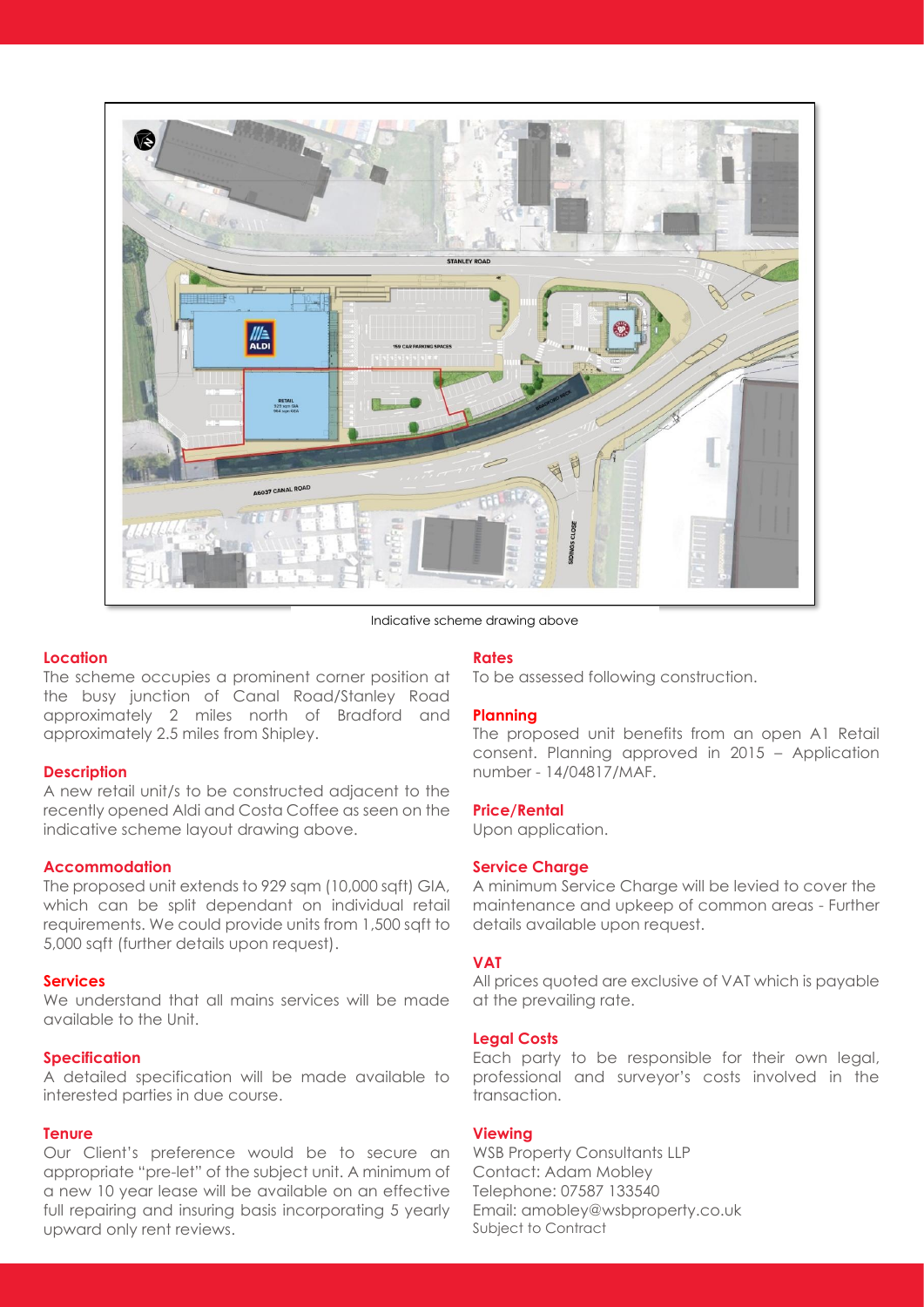Indicative scheme drawing above

### Location

The scheme occupies a prominent corner position at the busy junction of Canal Road/Stanley Road approximately 2 miles north of Bradford and approximately 2.5 miles from Shipley.

### Description

A new retail unit/s to be constructed adjacent to the recently opened Aldi and Costa Coffee as seen on the indicative scheme layout drawing above.

### Accommodation

The proposed unit extends to 929 sqm (10,000 sqft) GIA, which can be split dependant on individual retail requirements. We could provide units from 1,500 sqft to 5,000 sqft (further details upon request).

### Services

We understand that all mains services will be made available to the Unit.

### Specification

A detailed specification will be made available to interested parties in due course.

### Tenure

Our Client's preference would be to secure an appropriate "pre-let" of the subject unit. A minimum of a new 10 year lease will be available on an effective full repairing and insuring basis incorporating 5 yearly upward only rent reviews.

### Rates

To be assessed following construction.

### Planning

The proposed unit benefits from an open A1 Retail consent. Planning approved in 2015 – Application number - 14/04817/MAF.

### Price/Rental

Upon application.

### Service Charge

A minimum Service Charge will be levied to cover the maintenance and upkeep of common areas - Further details available upon request.

### VAT

All prices quoted are exclusive of VAT which is payable at the prevailing rate.

### Legal Costs

Each party to be responsible for their own legal, professional and surveyor's costs involved in the transaction.

### Viewing

WSB Property Consultants LLP
Contact: Adam Mobley
Telephone: 07587 133540
Email: amobley@wsbproperty.co.uk
Subject to Contract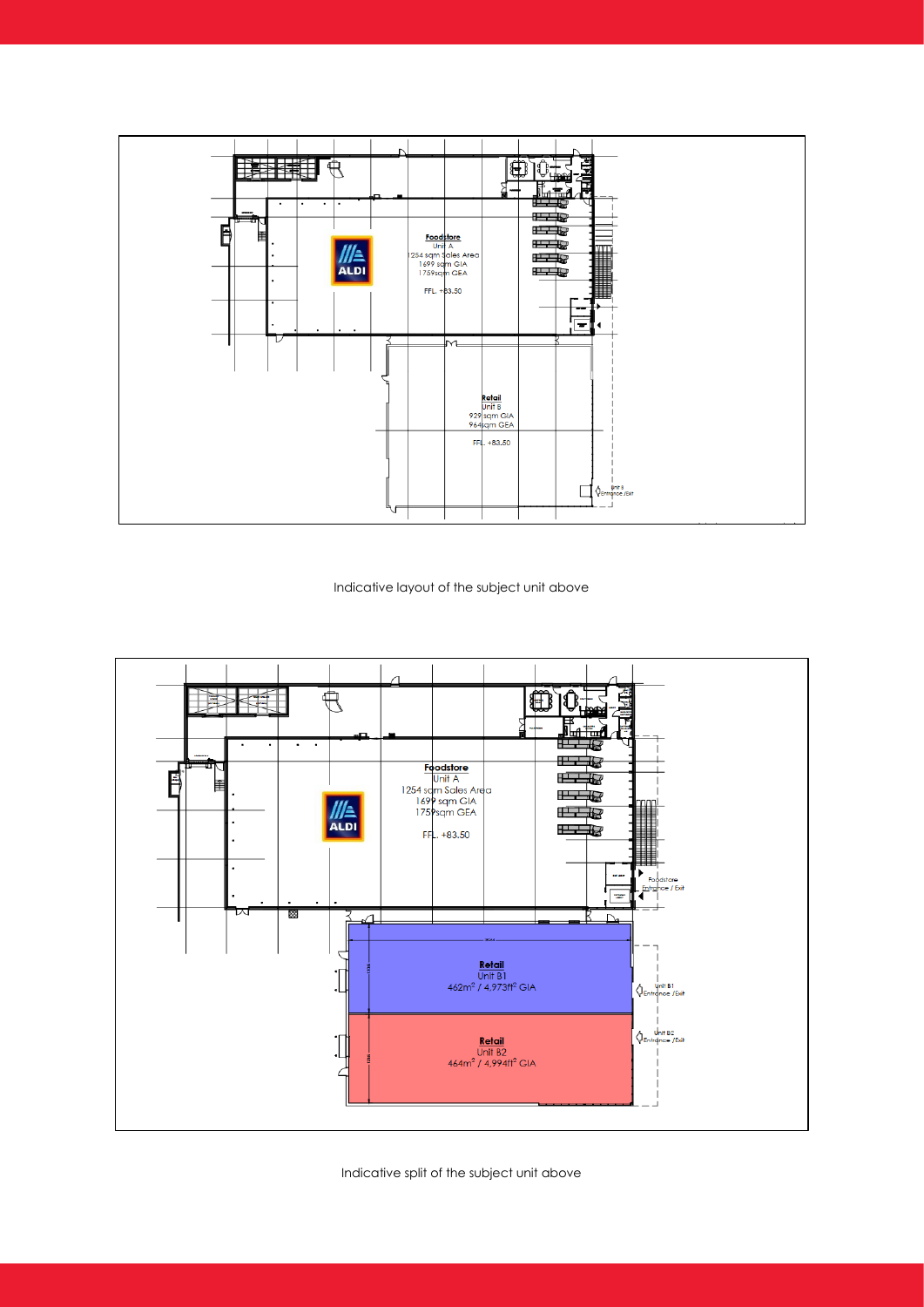Foodstore
Unit A
1254 sqm Sales Area
1699 sqm GIA
1759sqm GEA

FFL. +83.50

Retail
Unit B
929 sqm GIA
964sqm GEA

FFL. +83.50

Unit B
Entrance /Exit

Indicative layout of the subject unit above

Foodstore
Unit A
1254 sqm Sales Area
1699 sqm GIA
1759sqm GEA

FFL. +83.50

Foodstore
Entrance / Exit

Retail
Unit B1
462m² / 4,973ft² GIA

Unit B1
Entrance /Exit

Retail
Unit B2
464m² / 4,994ft² GIA

Unit B2
Entrance /Exit

Indicative split of the subject unit above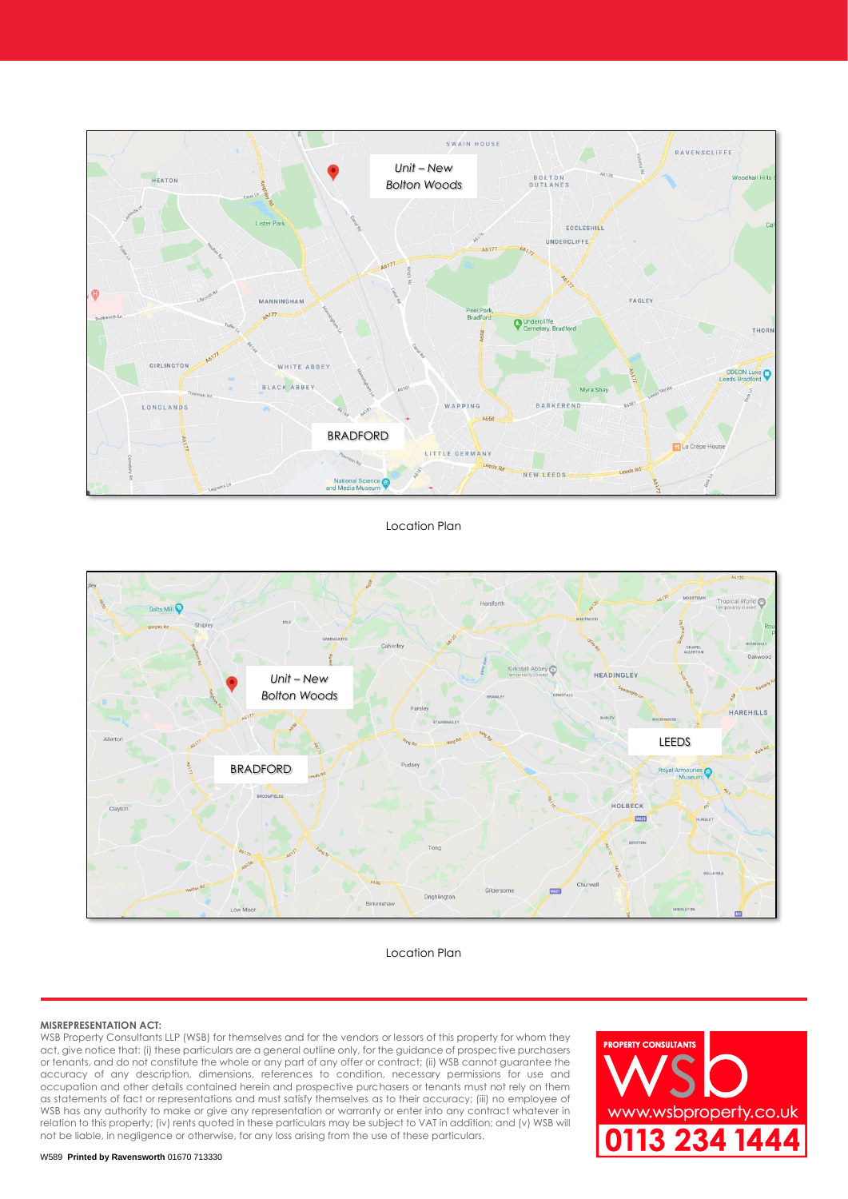Location Plan

Location Plan

**MISREPRESENTATION ACT:**

WSB Property Consultants LLP (WSB) for themselves and for the vendors or lessors of this property for whom they act, give notice that: (i) these particulars are a general outline only, for the guidance of prospective purchasers or tenants, and do not constitute the whole or any part of any offer or contract; (ii) WSB cannot guarantee the accuracy of any description, dimensions, references to condition, necessary permissions for use and occupation and other details contained herein and prospective purchasers or tenants must not rely on them as statements of fact or representations and must satisfy themselves as to their accuracy; (iii) no employee of WSB has any authority to make or give any representation or warranty or enter into any contract whatever in relation to this property; (iv) rents quoted in these particulars may be subject to VAT in addition; and (v) WSB will not be liable, in negligence or otherwise, for any loss arising from the use of these particulars.

PROPERTY CONSULTANTS

wsb

www.wsbproperty.co.uk

0113 234 1444

W589 **Printed by Ravensworth** 01670 713330